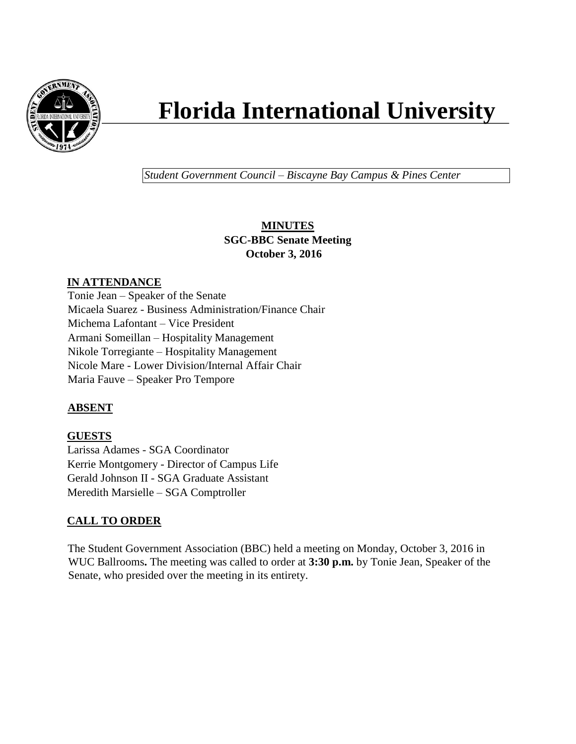# Florida International University

*Student Government Council – Biscayne Bay Campus & Pines Center*

**MINUTES**
**SGC-BBC Senate Meeting**
**October 3, 2016**

## IN ATTENDANCE

Tonie Jean – Speaker of the Senate
Micaela Suarez - Business Administration/Finance Chair
Michema Lafontant – Vice President
Armani Someillan – Hospitality Management
Nikole Torregiante – Hospitality Management
Nicole Mare - Lower Division/Internal Affair Chair
Maria Fauve – Speaker Pro Tempore

## ABSENT

## GUESTS

Larissa Adames - SGA Coordinator
Kerrie Montgomery - Director of Campus Life
Gerald Johnson II - SGA Graduate Assistant
Meredith Marsielle – SGA Comptroller

## CALL TO ORDER

The Student Government Association (BBC) held a meeting on Monday, October 3, 2016 in WUC Ballrooms**.** The meeting was called to order at **3:30 p.m.** by Tonie Jean, Speaker of the Senate, who presided over the meeting in its entirety.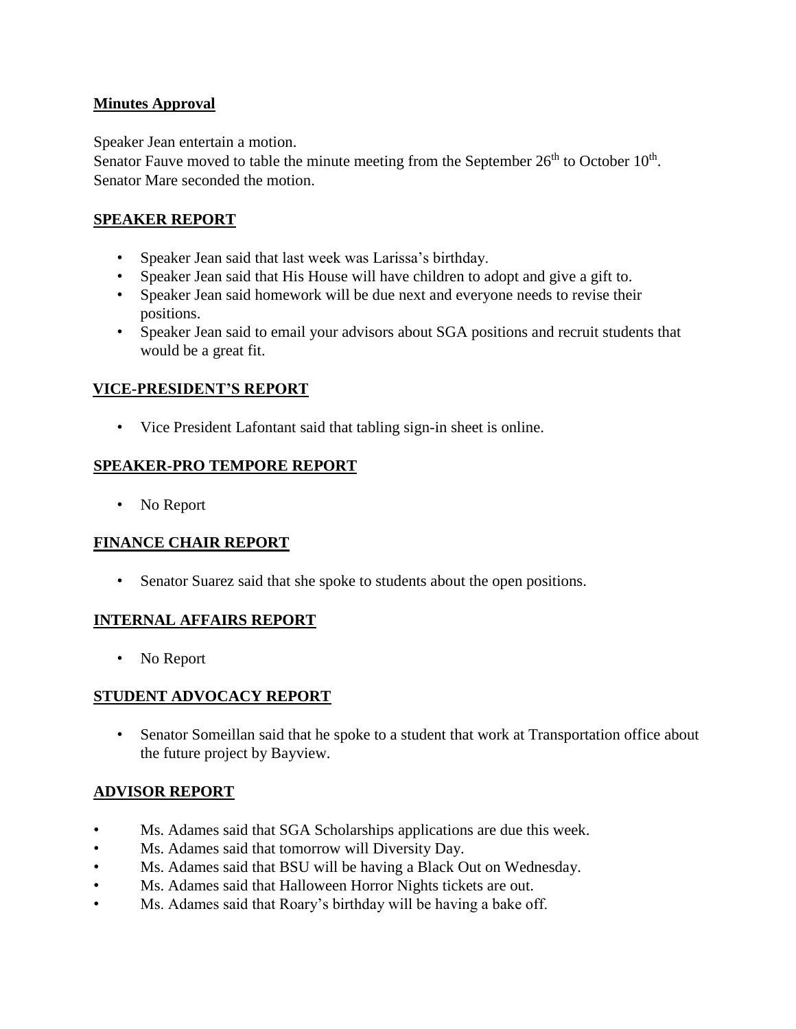## Minutes Approval

Speaker Jean entertain a motion.
Senator Fauve moved to table the minute meeting from the September 26th to October 10th.
Senator Mare seconded the motion.

## SPEAKER REPORT

- Speaker Jean said that last week was Larissa's birthday.
- Speaker Jean said that His House will have children to adopt and give a gift to.
- Speaker Jean said homework will be due next and everyone needs to revise their positions.
- Speaker Jean said to email your advisors about SGA positions and recruit students that would be a great fit.

## VICE-PRESIDENT'S REPORT

- Vice President Lafontant said that tabling sign-in sheet is online.

## SPEAKER-PRO TEMPORE REPORT

- No Report

## FINANCE CHAIR REPORT

- Senator Suarez said that she spoke to students about the open positions.

## INTERNAL AFFAIRS REPORT

- No Report

## STUDENT ADVOCACY REPORT

- Senator Someillan said that he spoke to a student that work at Transportation office about the future project by Bayview.

## ADVISOR REPORT

- Ms. Adames said that SGA Scholarships applications are due this week.
- Ms. Adames said that tomorrow will Diversity Day.
- Ms. Adames said that BSU will be having a Black Out on Wednesday.
- Ms. Adames said that Halloween Horror Nights tickets are out.
- Ms. Adames said that Roary's birthday will be having a bake off.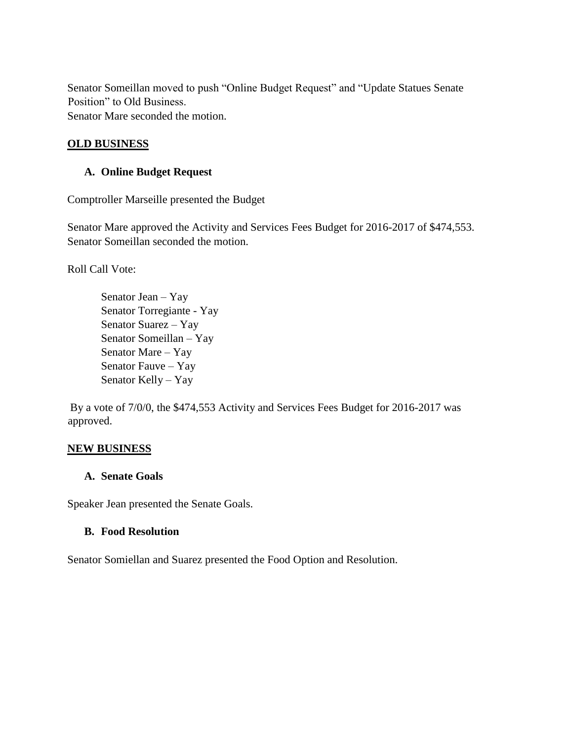Senator Someillan moved to push "Online Budget Request" and "Update Statues Senate Position" to Old Business.
Senator Mare seconded the motion.

## OLD BUSINESS

### A. Online Budget Request

Comptroller Marseille presented the Budget

Senator Mare approved the Activity and Services Fees Budget for 2016-2017 of $474,553.
Senator Someillan seconded the motion.

Roll Call Vote:

Senator Jean – Yay
Senator Torregiante - Yay
Senator Suarez – Yay
Senator Someillan – Yay
Senator Mare – Yay
Senator Fauve – Yay
Senator Kelly – Yay

By a vote of 7/0/0, the $474,553 Activity and Services Fees Budget for 2016-2017 was approved.

## NEW BUSINESS

### A. Senate Goals

Speaker Jean presented the Senate Goals.

### B. Food Resolution

Senator Somiellan and Suarez presented the Food Option and Resolution.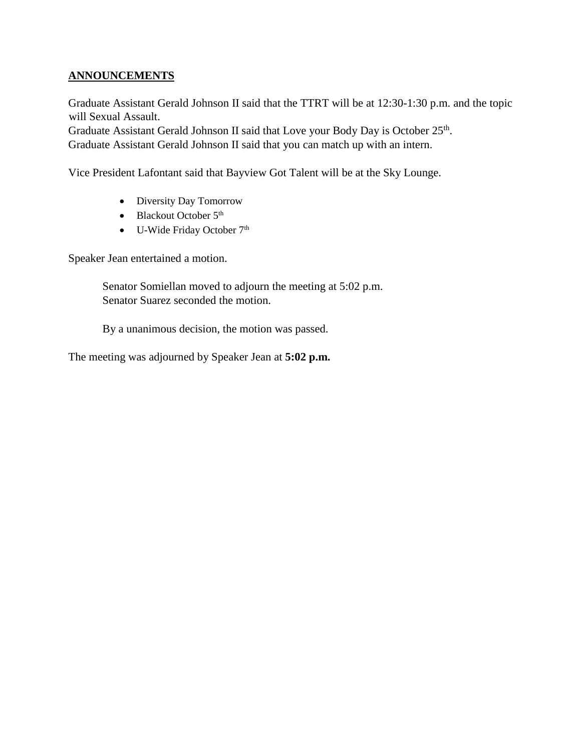**ANNOUNCEMENTS**

Graduate Assistant Gerald Johnson II said that the TTRT will be at 12:30-1:30 p.m. and the topic will Sexual Assault.
Graduate Assistant Gerald Johnson II said that Love your Body Day is October 25th.
Graduate Assistant Gerald Johnson II said that you can match up with an intern.

Vice President Lafontant said that Bayview Got Talent will be at the Sky Lounge.

- Diversity Day Tomorrow
- Blackout October 5th
- U-Wide Friday October 7th

Speaker Jean entertained a motion.

Senator Somiellan moved to adjourn the meeting at 5:02 p.m.
Senator Suarez seconded the motion.

By a unanimous decision, the motion was passed.

The meeting was adjourned by Speaker Jean at **5:02 p.m.**